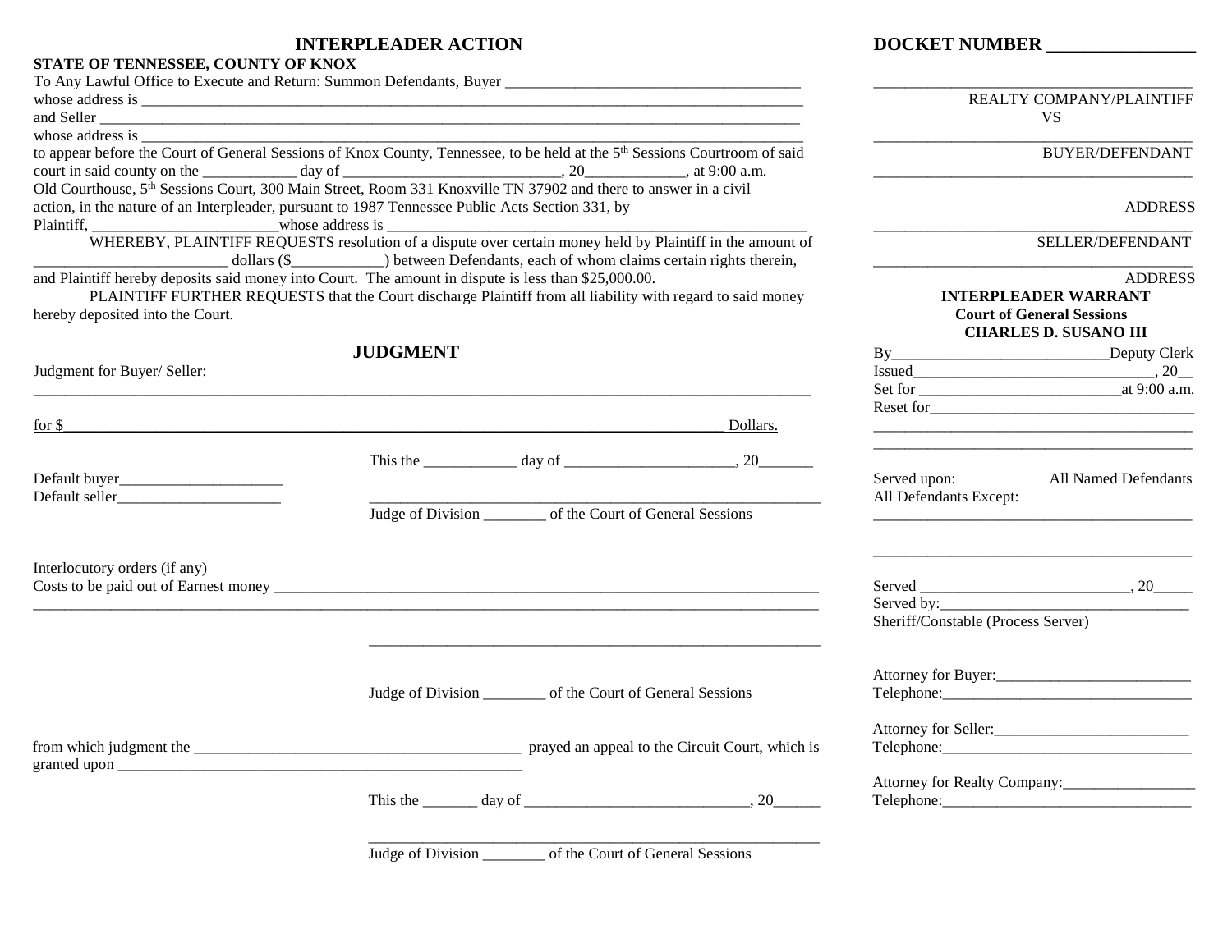# INTERPLEADER ACTION

**STATE OF TENNESSEE, COUNTY OF KNOX**

To Any Lawful Office to Execute and Return: Summon Defendants, Buyer ______________________________________
whose address is ___________________________________________________________________________________
and Seller _________________________________________________________________________________________
whose address is ___________________________________________________________________________________
to appear before the Court of General Sessions of Knox County, Tennessee, to be held at the 5th Sessions Courtroom of said court in said county on the ____________ day of ____________________________, 20_____________, at 9:00 a.m. Old Courthouse, 5th Sessions Court, 300 Main Street, Room 331 Knoxville TN 37902 and there to answer in a civil action, in the nature of an Interpleader, pursuant to 1987 Tennessee Public Acts Section 331, by
Plaintiff, ________________________whose address is ______________________________________________________

WHEREBY, PLAINTIFF REQUESTS resolution of a dispute over certain money held by Plaintiff in the amount of ________________________ dollars ($____________) between Defendants, each of whom claims certain rights therein, and Plaintiff hereby deposits said money into Court. The amount in dispute is less than $25,000.00.

PLAINTIFF FURTHER REQUESTS that the Court discharge Plaintiff from all liability with regard to said money hereby deposited into the Court.

## JUDGMENT

Judgment for Buyer/ Seller:
_____________________________________________________________________________________________________

for $_________________________________________________________________________________ Dollars.

This the ____________ day of ______________________, 20_______

Default buyer_____________________
Default seller_____________________

____________________________________________________________
Judge of Division ________ of the Court of General Sessions

Interlocutory orders (if any)
Costs to be paid out of Earnest money ___________________________________________________________________________
_____________________________________________________________________________________________________

____________________________________________________________

Judge of Division ________ of the Court of General Sessions

from which judgment the __________________________________________ prayed an appeal to the Circuit Court, which is granted upon ______________________________________________________

This the _______ day of _____________________________, 20______

____________________________________________________________
Judge of Division ________ of the Court of General Sessions

---

## DOCKET NUMBER ________________

__________________________________________
REALTY COMPANY/PLAINTIFF

VS

__________________________________________
BUYER/DEFENDANT

__________________________________________
ADDRESS

__________________________________________
SELLER/DEFENDANT

__________________________________________
ADDRESS

**INTERPLEADER WARRANT**
**Court of General Sessions**
**CHARLES D. SUSANO III**

By____________________________Deputy Clerk
Issued_______________________________, 20__
Set for _________________________at 9:00 a.m.
Reset for_____________________________________
__________________________________________
__________________________________________

Served upon: All Named Defendants
All Defendants Except:
__________________________________________

__________________________________________

Served ___________________________, 20_____
Served by:________________________________
Sheriff/Constable (Process Server)

Attorney for Buyer:_________________________
Telephone:________________________________

Attorney for Seller:_________________________
Telephone:________________________________

Attorney for Realty Company:_________________
Telephone:________________________________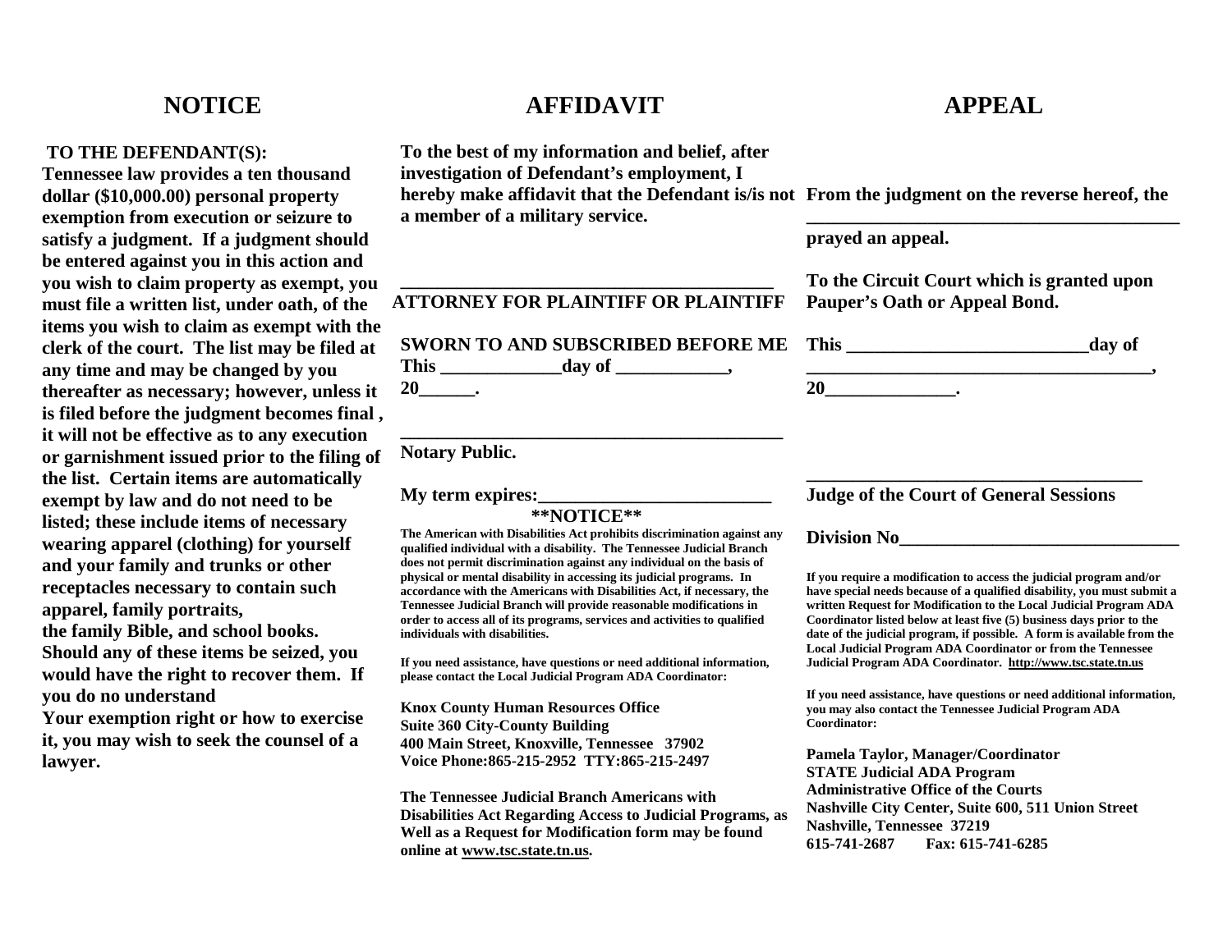## NOTICE

**TO THE DEFENDANT(S):**

**Tennessee law provides a ten thousand dollar ($10,000.00) personal property exemption from execution or seizure to satisfy a judgment. If a judgment should be entered against you in this action and you wish to claim property as exempt, you must file a written list, under oath, of the items you wish to claim as exempt with the clerk of the court. The list may be filed at any time and may be changed by you thereafter as necessary; however, unless it is filed before the judgment becomes final, it will not be effective as to any execution or garnishment issued prior to the filing of the list. Certain items are automatically exempt by law and do not need to be listed; these include items of necessary wearing apparel (clothing) for yourself and your family and trunks or other receptacles necessary to contain such apparel, family portraits, the family Bible, and school books. Should any of these items be seized, you would have the right to recover them. If you do no understand Your exemption right or how to exercise it, you may wish to seek the counsel of a lawyer.**

## AFFIDAVIT

**To the best of my information and belief, after investigation of Defendant's employment, I hereby make affidavit that the Defendant is/is not a member of a military service.**

**_________________________________________**
**ATTORNEY FOR PLAINTIFF OR PLAINTIFF**

**SWORN TO AND SUBSCRIBED BEFORE ME This _____________day of ____________, 20______.**

**_________________________________________**
**Notary Public.**

**My term expires:_________________________**

**\*\*NOTICE\*\***

**The American with Disabilities Act prohibits discrimination against any qualified individual with a disability. The Tennessee Judicial Branch does not permit discrimination against any individual on the basis of physical or mental disability in accessing its judicial programs. In accordance with the Americans with Disabilities Act, if necessary, the Tennessee Judicial Branch will provide reasonable modifications in order to access all of its programs, services and activities to qualified individuals with disabilities.**

**If you need assistance, have questions or need additional information, please contact the Local Judicial Program ADA Coordinator:**

**Knox County Human Resources Office**
**Suite 360 City-County Building**
**400 Main Street, Knoxville, Tennessee 37902**
**Voice Phone:865-215-2952 TTY:865-215-2497**

**The Tennessee Judicial Branch Americans with Disabilities Act Regarding Access to Judicial Programs, as Well as a Request for Modification form may be found online at www.tsc.state.tn.us.**

## APPEAL

**From the judgment on the reverse hereof, the _________________________________________ prayed an appeal.**

**To the Circuit Court which is granted upon Pauper's Oath or Appeal Bond.**

**This __________________________day of ______________________________________, 20______________.**

**_____________________________________**
**Judge of the Court of General Sessions**

**Division No_______________________________**

**If you require a modification to access the judicial program and/or have special needs because of a qualified disability, you must submit a written Request for Modification to the Local Judicial Program ADA Coordinator listed below at least five (5) business days prior to the date of the judicial program, if possible. A form is available from the Local Judicial Program ADA Coordinator or from the Tennessee Judicial Program ADA Coordinator. http://www.tsc.state.tn.us**

**If you need assistance, have questions or need additional information, you may also contact the Tennessee Judicial Program ADA Coordinator:**

**Pamela Taylor, Manager/Coordinator**
**STATE Judicial ADA Program**
**Administrative Office of the Courts**
**Nashville City Center, Suite 600, 511 Union Street**
**Nashville, Tennessee 37219**
**615-741-2687 Fax: 615-741-6285**